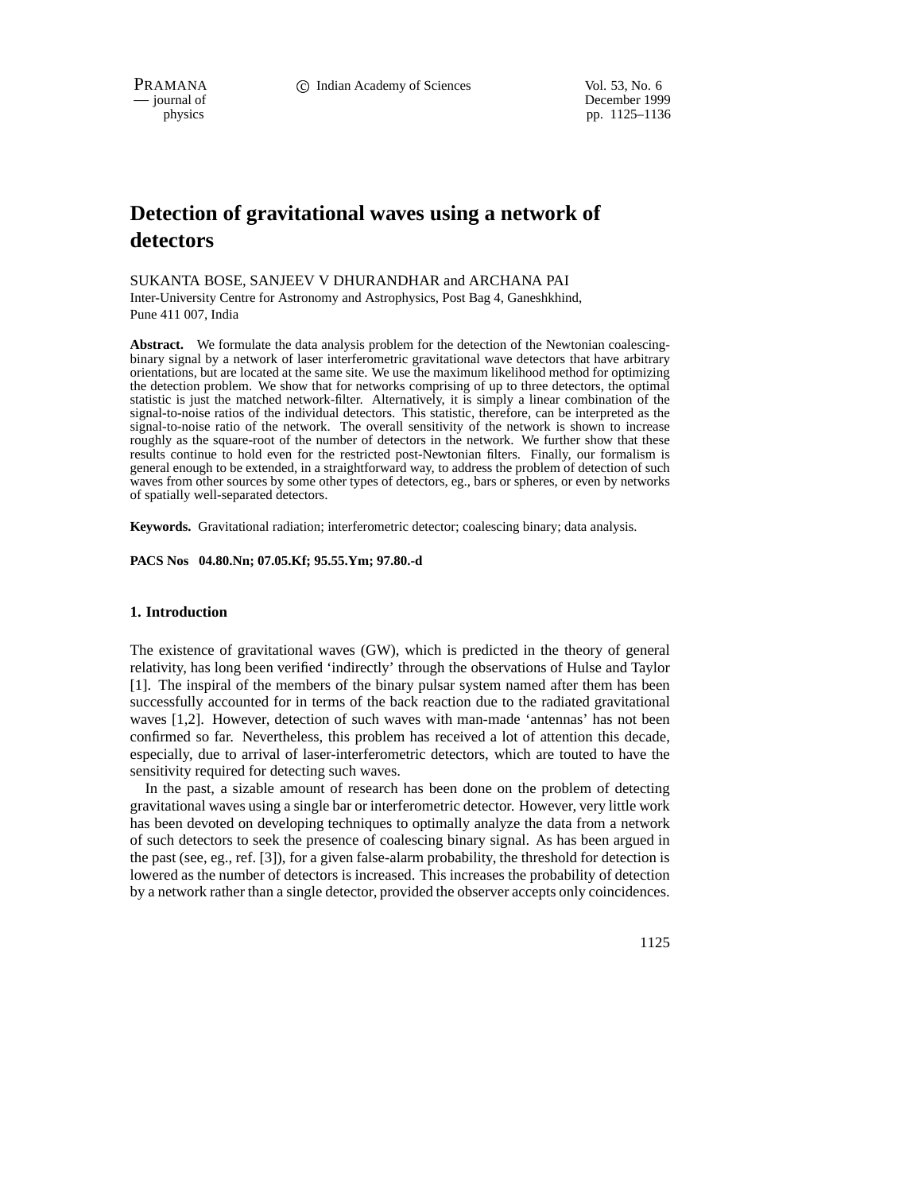# Detection of gravitational waves using a network of detectors

SUKANTA BOSE, SANJEEV V DHURANDHAR and ARCHANA PAI

Inter-University Centre for Astronomy and Astrophysics, Post Bag 4, Ganeshkhind, Pune 411 007, India

**Abstract.** We formulate the data analysis problem for the detection of the Newtonian coalescing-binary signal by a network of laser interferometric gravitational wave detectors that have arbitrary orientations, but are located at the same site. We use the maximum likelihood method for optimizing the detection problem. We show that for networks comprising of up to three detectors, the optimal statistic is just the matched network-filter. Alternatively, it is simply a linear combination of the signal-to-noise ratios of the individual detectors. This statistic, therefore, can be interpreted as the signal-to-noise ratio of the network. The overall sensitivity of the network is shown to increase roughly as the square-root of the number of detectors in the network. We further show that these results continue to hold even for the restricted post-Newtonian filters. Finally, our formalism is general enough to be extended, in a straightforward way, to address the problem of detection of such waves from other sources by some other types of detectors, eg., bars or spheres, or even by networks of spatially well-separated detectors.

**Keywords.** Gravitational radiation; interferometric detector; coalescing binary; data analysis.

**PACS Nos 04.80.Nn; 07.05.Kf; 95.55.Ym; 97.80.-d**

## 1. Introduction

The existence of gravitational waves (GW), which is predicted in the theory of general relativity, has long been verified 'indirectly' through the observations of Hulse and Taylor [1]. The inspiral of the members of the binary pulsar system named after them has been successfully accounted for in terms of the back reaction due to the radiated gravitational waves [1,2]. However, detection of such waves with man-made 'antennas' has not been confirmed so far. Nevertheless, this problem has received a lot of attention this decade, especially, due to arrival of laser-interferometric detectors, which are touted to have the sensitivity required for detecting such waves.

In the past, a sizable amount of research has been done on the problem of detecting gravitational waves using a single bar or interferometric detector. However, very little work has been devoted on developing techniques to optimally analyze the data from a network of such detectors to seek the presence of coalescing binary signal. As has been argued in the past (see, eg., ref. [3]), for a given false-alarm probability, the threshold for detection is lowered as the number of detectors is increased. This increases the probability of detection by a network rather than a single detector, provided the observer accepts only coincidences.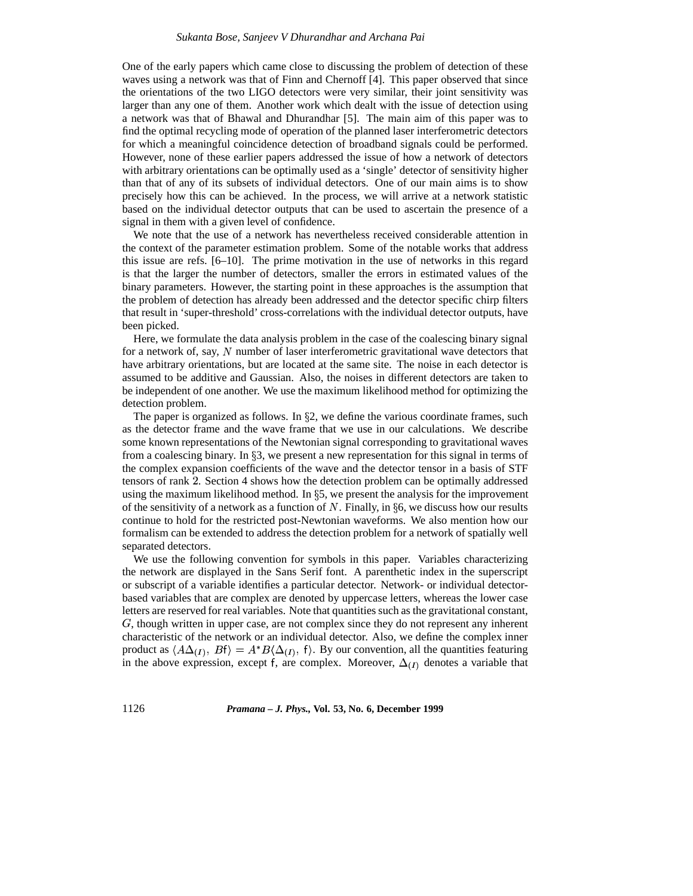One of the early papers which came close to discussing the problem of detection of these waves using a network was that of Finn and Chernoff [4]. This paper observed that since the orientations of the two LIGO detectors were very similar, their joint sensitivity was larger than any one of them. Another work which dealt with the issue of detection using a network was that of Bhawal and Dhurandhar [5]. The main aim of this paper was to find the optimal recycling mode of operation of the planned laser interferometric detectors for which a meaningful coincidence detection of broadband signals could be performed. However, none of these earlier papers addressed the issue of how a network of detectors with arbitrary orientations can be optimally used as a 'single' detector of sensitivity higher than that of any of its subsets of individual detectors. One of our main aims is to show precisely how this can be achieved. In the process, we will arrive at a network statistic based on the individual detector outputs that can be used to ascertain the presence of a signal in them with a given level of confidence.

We note that the use of a network has nevertheless received considerable attention in the context of the parameter estimation problem. Some of the notable works that address this issue are refs. [6–10]. The prime motivation in the use of networks in this regard is that the larger the number of detectors, smaller the errors in estimated values of the binary parameters. However, the starting point in these approaches is the assumption that the problem of detection has already been addressed and the detector specific chirp filters that result in 'super-threshold' cross-correlations with the individual detector outputs, have been picked.

Here, we formulate the data analysis problem in the case of the coalescing binary signal for a network of, say, $N$ number of laser interferometric gravitational wave detectors that have arbitrary orientations, but are located at the same site. The noise in each detector is assumed to be additive and Gaussian. Also, the noises in different detectors are taken to be independent of one another. We use the maximum likelihood method for optimizing the detection problem.

The paper is organized as follows. In §2, we define the various coordinate frames, such as the detector frame and the wave frame that we use in our calculations. We describe some known representations of the Newtonian signal corresponding to gravitational waves from a coalescing binary. In §3, we present a new representation for this signal in terms of the complex expansion coefficients of the wave and the detector tensor in a basis of STF tensors of rank 2. Section 4 shows how the detection problem can be optimally addressed using the maximum likelihood method. In §5, we present the analysis for the improvement of the sensitivity of a network as a function of $N$. Finally, in §6, we discuss how our results continue to hold for the restricted post-Newtonian waveforms. We also mention how our formalism can be extended to address the detection problem for a network of spatially well separated detectors.

We use the following convention for symbols in this paper. Variables characterizing the network are displayed in the Sans Serif font. A parenthetic index in the superscript or subscript of a variable identifies a particular detector. Network- or individual detector-based variables that are complex are denoted by uppercase letters, whereas the lower case letters are reserved for real variables. Note that quantities such as the gravitational constant, $G$, though written in upper case, are not complex since they do not represent any inherent characteristic of the network or an individual detector. Also, we define the complex inner product as $\langle A\Delta_{(I)},\, B\mathsf{f}\rangle = A^{*}B\langle \Delta_{(I)},\, \mathsf{f}\rangle$. By our convention, all the quantities featuring in the above expression, except $\mathsf{f}$, are complex. Moreover, $\Delta_{(I)}$ denotes a variable that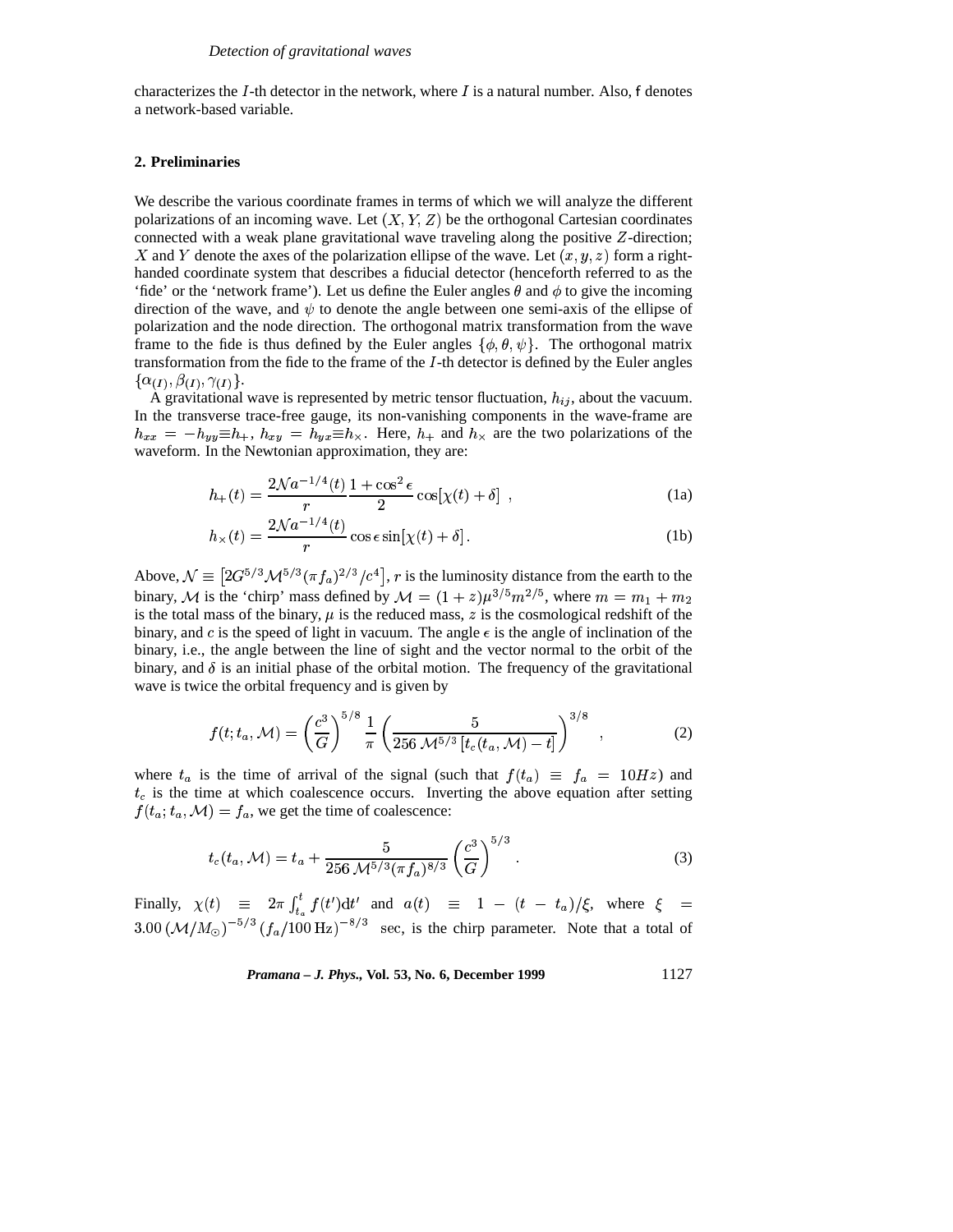characterizes the $I$-th detector in the network, where $I$ is a natural number. Also, $\mathsf{f}$ denotes a network-based variable.

## 2. Preliminaries

We describe the various coordinate frames in terms of which we will analyze the different polarizations of an incoming wave. Let $(X, Y, Z)$ be the orthogonal Cartesian coordinates connected with a weak plane gravitational wave traveling along the positive $Z$-direction; $X$ and $Y$ denote the axes of the polarization ellipse of the wave. Let $(x, y, z)$ form a right-handed coordinate system that describes a fiducial detector (henceforth referred to as the 'fide' or the 'network frame'). Let us define the Euler angles $\theta$ and $\phi$ to give the incoming direction of the wave, and $\psi$ to denote the angle between one semi-axis of the ellipse of polarization and the node direction. The orthogonal matrix transformation from the wave frame to the fide is thus defined by the Euler angles $\{\phi, \theta, \psi\}$. The orthogonal matrix transformation from the fide to the frame of the $I$-th detector is defined by the Euler angles $\{\alpha_{(I)}, \beta_{(I)}, \gamma_{(I)}\}$.

A gravitational wave is represented by metric tensor fluctuation, $h_{ij}$, about the vacuum. In the transverse trace-free gauge, its non-vanishing components in the wave-frame are $h_{xx} = -h_{yy} \equiv h_+$, $h_{xy} = h_{yx} \equiv h_\times$. Here, $h_+$ and $h_\times$ are the two polarizations of the waveform. In the Newtonian approximation, they are:

$$h_+(t) = \frac{2\mathcal{N}a^{-1/4}(t)}{r}\frac{1+\cos^2\epsilon}{2}\cos[\chi(t)+\delta] \ , \tag{1a}$$

$$h_\times(t) = \frac{2\mathcal{N}a^{-1/4}(t)}{r}\cos\epsilon\sin[\chi(t)+\delta] \, . \tag{1b}$$

Above, $\mathcal{N} \equiv \left[2G^{5/3}\mathcal{M}^{5/3}(\pi f_a)^{2/3}/c^4\right]$, $r$ is the luminosity distance from the earth to the binary, $\mathcal{M}$ is the 'chirp' mass defined by $\mathcal{M} = (1+z)\mu^{3/5}m^{2/5}$, where $m = m_1 + m_2$ is the total mass of the binary, $\mu$ is the reduced mass, $z$ is the cosmological redshift of the binary, and $c$ is the speed of light in vacuum. The angle $\epsilon$ is the angle of inclination of the binary, i.e., the angle between the line of sight and the vector normal to the orbit of the binary, and $\delta$ is an initial phase of the orbital motion. The frequency of the gravitational wave is twice the orbital frequency and is given by

$$f(t; t_a, \mathcal{M}) = \left(\frac{c^3}{G}\right)^{5/8}\frac{1}{\pi}\left(\frac{5}{256\,\mathcal{M}^{5/3}\left[t_c(t_a, \mathcal{M}) - t\right]}\right)^{3/8} \ , \tag{2}$$

where $t_a$ is the time of arrival of the signal (such that $f(t_a) \equiv f_a = 10Hz$) and $t_c$ is the time at which coalescence occurs. Inverting the above equation after setting $f(t_a; t_a, \mathcal{M}) = f_a$, we get the time of coalescence:

$$t_c(t_a, \mathcal{M}) = t_a + \frac{5}{256\,\mathcal{M}^{5/3}(\pi f_a)^{8/3}}\left(\frac{c^3}{G}\right)^{5/3} \ . \tag{3}$$

Finally, $\chi(t) \equiv 2\pi\int_{t_a}^{t} f(t')\mathrm{d}t'$ and $a(t) \equiv 1 - (t - t_a)/\xi$, where $\xi = 3.00\,(\mathcal{M}/M_\odot)^{-5/3}\,(f_a/100\,\mathrm{Hz})^{-8/3}$ sec, is the chirp parameter. Note that a total of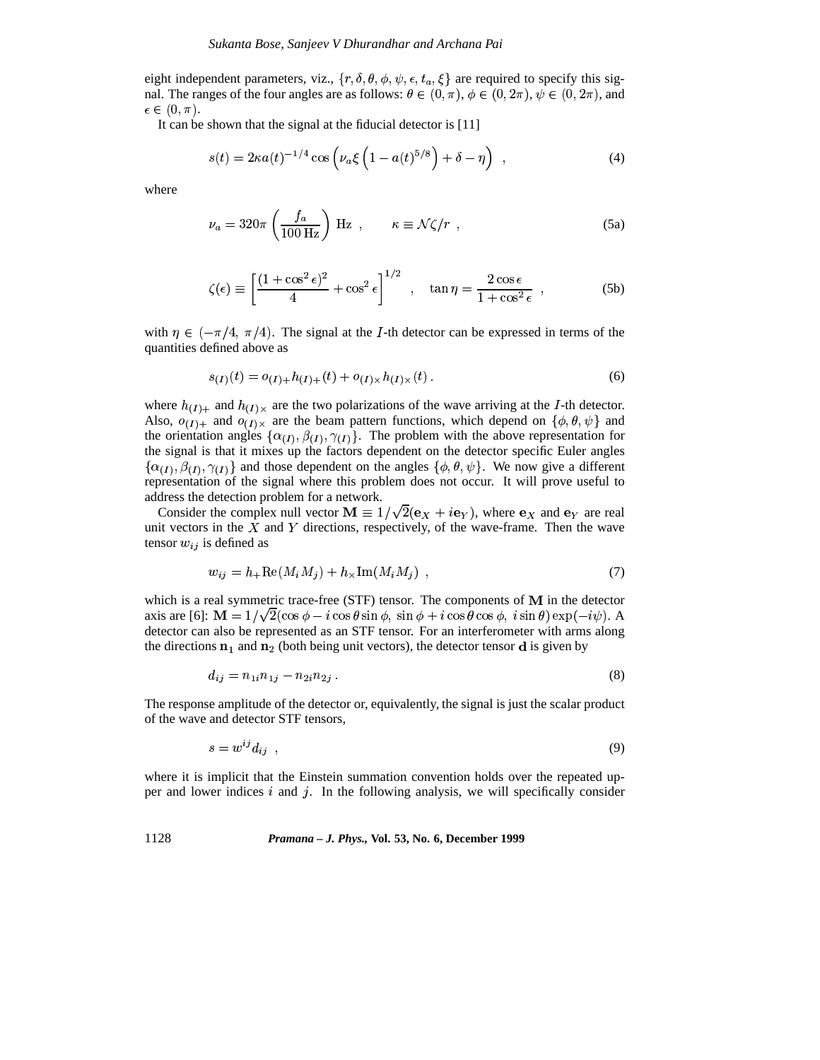eight independent parameters, viz., $\{r, \delta, \theta, \phi, \psi, \epsilon, t_a, \xi\}$ are required to specify this signal. The ranges of the four angles are as follows: $\theta \in (0, \pi)$, $\phi \in (0, 2\pi)$, $\psi \in (0, 2\pi)$, and $\epsilon \in (0, \pi)$.

It can be shown that the signal at the fiducial detector is [11]

$$s(t) = 2\kappa a(t)^{-1/4} \cos\left(\nu_a \xi \left(1 - a(t)^{5/8}\right) + \delta - \eta\right) \quad , \tag{4}$$

where

$$\nu_a = 320\pi \left(\frac{f_a}{100\,\text{Hz}}\right) \text{Hz} \ , \qquad \kappa \equiv \mathcal{N}\zeta/r \ , \tag{5a}$$

$$\zeta(\epsilon) \equiv \left[\frac{(1+\cos^2\epsilon)^2}{4} + \cos^2\epsilon\right]^{1/2} \quad , \quad \tan\eta = \frac{2\cos\epsilon}{1+\cos^2\epsilon} \ , \tag{5b}$$

with $\eta \in (-\pi/4, \ \pi/4)$. The signal at the $I$-th detector can be expressed in terms of the quantities defined above as

$$s_{(I)}(t) = o_{(I)+} h_{(I)+}(t) + o_{(I)\times} h_{(I)\times}(t) \, . \tag{6}$$

where $h_{(I)+}$ and $h_{(I)\times}$ are the two polarizations of the wave arriving at the $I$-th detector. Also, $o_{(I)+}$ and $o_{(I)\times}$ are the beam pattern functions, which depend on $\{\phi, \theta, \psi\}$ and the orientation angles $\{\alpha_{(I)}, \beta_{(I)}, \gamma_{(I)}\}$. The problem with the above representation for the signal is that it mixes up the factors dependent on the detector specific Euler angles $\{\alpha_{(I)}, \beta_{(I)}, \gamma_{(I)}\}$ and those dependent on the angles $\{\phi, \theta, \psi\}$. We now give a different representation of the signal where this problem does not occur. It will prove useful to address the detection problem for a network.

Consider the complex null vector $\mathbf{M} \equiv 1/\sqrt{2}(\mathbf{e}_X + i\mathbf{e}_Y)$, where $\mathbf{e}_X$ and $\mathbf{e}_Y$ are real unit vectors in the $X$ and $Y$ directions, respectively, of the wave-frame. Then the wave tensor $w_{ij}$ is defined as

$$w_{ij} = h_+ \text{Re}(M_i M_j) + h_\times \text{Im}(M_i M_j) \ , \tag{7}$$

which is a real symmetric trace-free (STF) tensor. The components of $\mathbf{M}$ in the detector axis are [6]: $\mathbf{M} = 1/\sqrt{2}(\cos\phi - i\cos\theta\sin\phi, \ \sin\phi + i\cos\theta\cos\phi, \ i\sin\theta)\exp(-i\psi)$. A detector can also be represented as an STF tensor. For an interferometer with arms along the directions $\mathbf{n}_1$ and $\mathbf{n}_2$ (both being unit vectors), the detector tensor $\mathbf{d}$ is given by

$$d_{ij} = n_{1i}n_{1j} - n_{2i}n_{2j} \, . \tag{8}$$

The response amplitude of the detector or, equivalently, the signal is just the scalar product of the wave and detector STF tensors,

$$s = w^{ij} d_{ij} \ , \tag{9}$$

where it is implicit that the Einstein summation convention holds over the repeated upper and lower indices $i$ and $j$. In the following analysis, we will specifically consider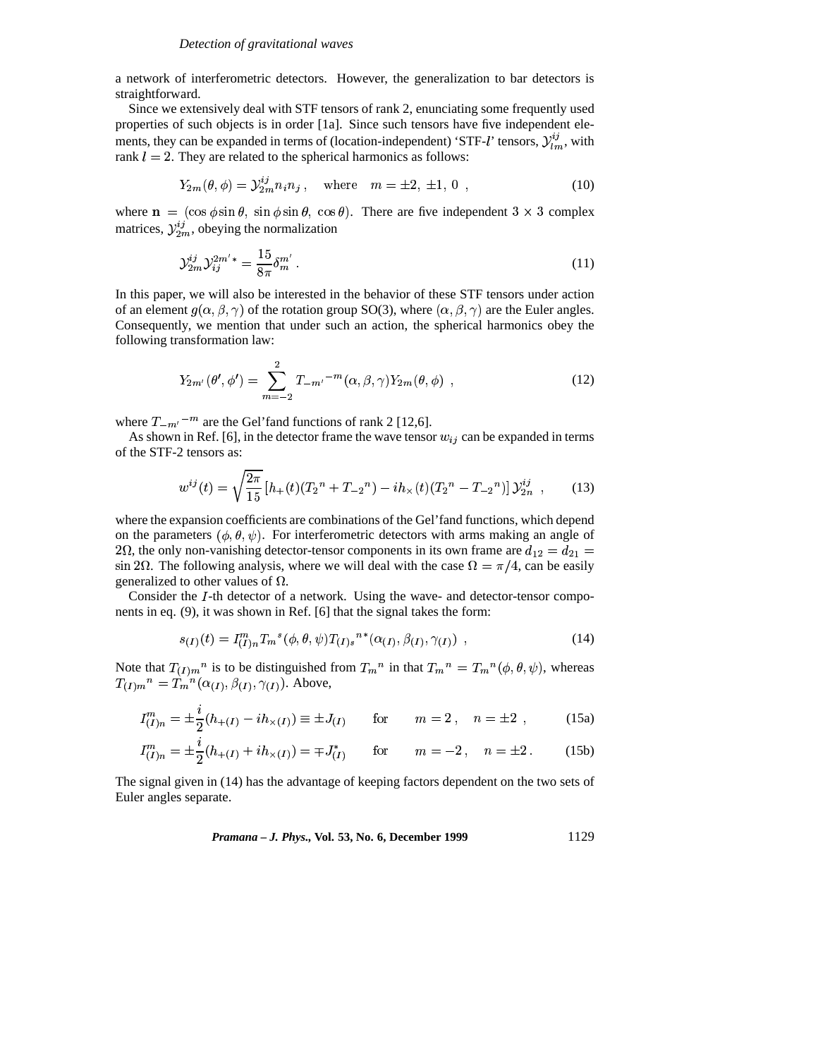a network of interferometric detectors. However, the generalization to bar detectors is straightforward.

Since we extensively deal with STF tensors of rank 2, enunciating some frequently used properties of such objects is in order [1a]. Since such tensors have five independent elements, they can be expanded in terms of (location-independent) 'STF-$l$' tensors, $\mathcal{Y}^{ij}_{lm}$, with rank $l = 2$. They are related to the spherical harmonics as follows:

$$Y_{2m}(\theta,\phi) = \mathcal{Y}^{ij}_{2m} n_i n_j\,, \quad \text{where} \quad m = \pm 2,\ \pm 1,\ 0\ , \tag{10}$$

where $\mathbf{n} = (\cos\phi\sin\theta,\ \sin\phi\sin\theta,\ \cos\theta)$. There are five independent $3\times 3$ complex matrices, $\mathcal{Y}^{ij}_{2m}$, obeying the normalization

$$\mathcal{Y}^{ij}_{2m}\mathcal{Y}^{2m'*}_{ij} = \frac{15}{8\pi}\delta^{m'}_{m}\ . \tag{11}$$

In this paper, we will also be interested in the behavior of these STF tensors under action of an element $g(\alpha,\beta,\gamma)$ of the rotation group SO(3), where $(\alpha,\beta,\gamma)$ are the Euler angles. Consequently, we mention that under such an action, the spherical harmonics obey the following transformation law:

$$Y_{2m'}(\theta',\phi') = \sum_{m=-2}^{2} T_{-m'}{}^{-m}(\alpha,\beta,\gamma) Y_{2m}(\theta,\phi)\ , \tag{12}$$

where $T_{-m'}{}^{-m}$ are the Gel'fand functions of rank 2 [12,6].

As shown in Ref. [6], in the detector frame the wave tensor $w_{ij}$ can be expanded in terms of the STF-2 tensors as:

$$w^{ij}(t) = \sqrt{\frac{2\pi}{15}}\left[h_+(t)(T_2{}^n + T_{-2}{}^n) - ih_\times(t)(T_2{}^n - T_{-2}{}^n)\right]\mathcal{Y}^{ij}_{2n}\ , \tag{13}$$

where the expansion coefficients are combinations of the Gel'fand functions, which depend on the parameters $(\phi,\theta,\psi)$. For interferometric detectors with arms making an angle of $2\Omega$, the only non-vanishing detector-tensor components in its own frame are $d_{12} = d_{21} = \sin 2\Omega$. The following analysis, where we will deal with the case $\Omega = \pi/4$, can be easily generalized to other values of $\Omega$.

Consider the $I$-th detector of a network. Using the wave- and detector-tensor components in eq. (9), it was shown in Ref. [6] that the signal takes the form:

$$s_{(I)}(t) = I^m_{(I)n} T_m{}^s(\phi,\theta,\psi) T_{(I)s}{}^{n*}(\alpha_{(I)},\beta_{(I)},\gamma_{(I)})\ , \tag{14}$$

Note that $T_{(I)m}{}^n$ is to be distinguished from $T_m{}^n$ in that $T_m{}^n = T_m{}^n(\phi,\theta,\psi)$, whereas $T_{(I)m}{}^n = T_m{}^n(\alpha_{(I)},\beta_{(I)},\gamma_{(I)})$. Above,

$$I^m_{(I)n} = \pm\frac{i}{2}(h_{+(I)} - ih_{\times(I)}) \equiv \pm J_{(I)} \qquad \text{for} \qquad m = 2\,, \quad n = \pm 2\ , \tag{15a}$$

$$I^m_{(I)n} = \pm\frac{i}{2}(h_{+(I)} + ih_{\times(I)}) = \mp J^*_{(I)} \qquad \text{for} \qquad m = -2\,, \quad n = \pm 2\,. \tag{15b}$$

The signal given in (14) has the advantage of keeping factors dependent on the two sets of Euler angles separate.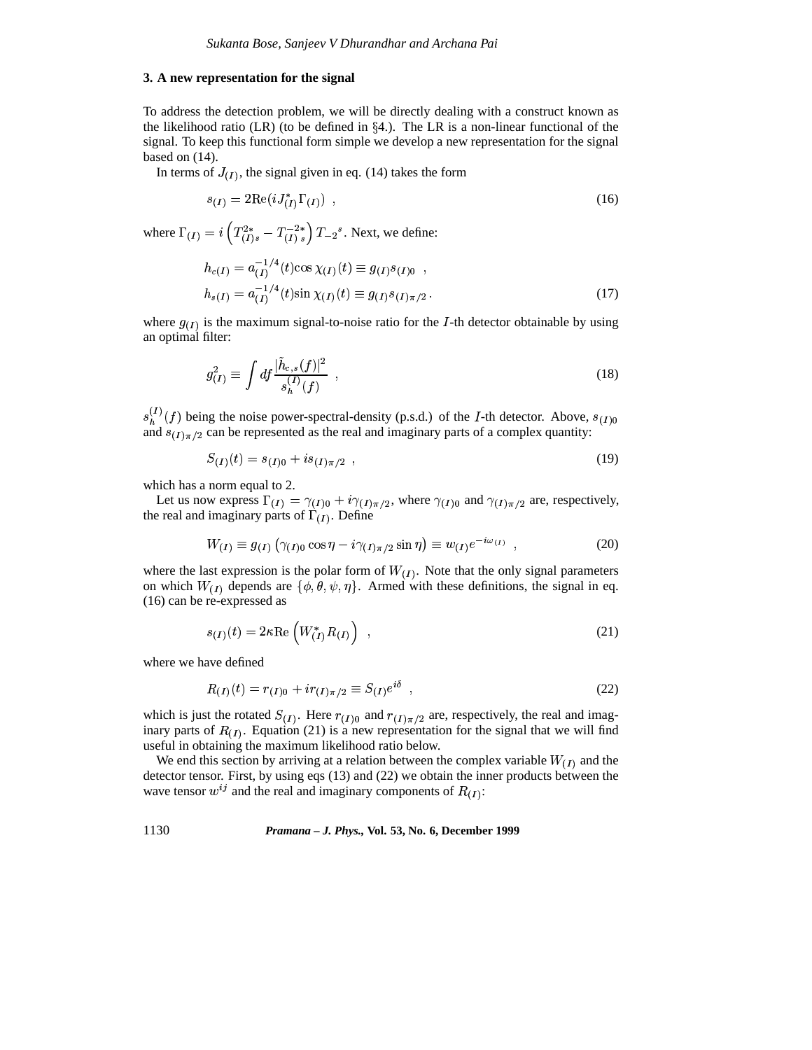### 3. A new representation for the signal

To address the detection problem, we will be directly dealing with a construct known as the likelihood ratio (LR) (to be defined in §4.). The LR is a non-linear functional of the signal. To keep this functional form simple we develop a new representation for the signal based on (14).

In terms of $J_{(I)}$, the signal given in eq. (14) takes the form

$$s_{(I)} = 2\mathrm{Re}(iJ^*_{(I)}\Gamma_{(I)}) \ , \tag{16}$$

where $\Gamma_{(I)} = i\left(T^{2*}_{(I)s} - T^{-2*}_{(I)\ s}\right)T_{-2}{}^{s}$. Next, we define:

$$\begin{aligned}
h_{c(I)} &= a^{-1/4}_{(I)}(t)\cos\chi_{(I)}(t) \equiv g_{(I)}s_{(I)0} \ , \\
h_{s(I)} &= a^{-1/4}_{(I)}(t)\sin\chi_{(I)}(t) \equiv g_{(I)}s_{(I)\pi/2} \, .
\end{aligned} \tag{17}$$

where $g_{(I)}$ is the maximum signal-to-noise ratio for the $I$-th detector obtainable by using an optimal filter:

$$g^2_{(I)} \equiv \int df \frac{|\tilde{h}_{c,s}(f)|^2}{s^{(I)}_h(f)} \ , \tag{18}$$

$s^{(I)}_h(f)$ being the noise power-spectral-density (p.s.d.) of the $I$-th detector. Above, $s_{(I)0}$ and $s_{(I)\pi/2}$ can be represented as the real and imaginary parts of a complex quantity:

$$S_{(I)}(t) = s_{(I)0} + is_{(I)\pi/2} \ , \tag{19}$$

which has a norm equal to 2.

Let us now express $\Gamma_{(I)} = \gamma_{(I)0} + i\gamma_{(I)\pi/2}$, where $\gamma_{(I)0}$ and $\gamma_{(I)\pi/2}$ are, respectively, the real and imaginary parts of $\Gamma_{(I)}$. Define

$$W_{(I)} \equiv g_{(I)}\left(\gamma_{(I)0}\cos\eta - i\gamma_{(I)\pi/2}\sin\eta\right) \equiv w_{(I)}e^{-i\omega_{(I)}} \ , \tag{20}$$

where the last expression is the polar form of $W_{(I)}$. Note that the only signal parameters on which $W_{(I)}$ depends are $\{\phi, \theta, \psi, \eta\}$. Armed with these definitions, the signal in eq. (16) can be re-expressed as

$$s_{(I)}(t) = 2\kappa\mathrm{Re}\left(W^*_{(I)}R_{(I)}\right) \ , \tag{21}$$

where we have defined

$$R_{(I)}(t) = r_{(I)0} + ir_{(I)\pi/2} \equiv S_{(I)}e^{i\delta} \ , \tag{22}$$

which is just the rotated $S_{(I)}$. Here $r_{(I)0}$ and $r_{(I)\pi/2}$ are, respectively, the real and imaginary parts of $R_{(I)}$. Equation (21) is a new representation for the signal that we will find useful in obtaining the maximum likelihood ratio below.

We end this section by arriving at a relation between the complex variable $W_{(I)}$ and the detector tensor. First, by using eqs (13) and (22) we obtain the inner products between the wave tensor $w^{ij}$ and the real and imaginary components of $R_{(I)}$: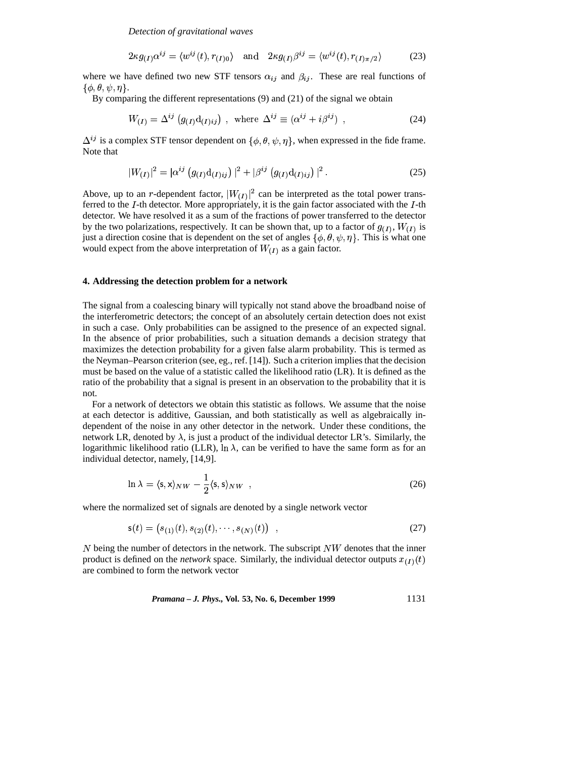$$2\kappa g_{(I)}\alpha^{ij} = \langle w^{ij}(t), r_{(I)0}\rangle \quad \text{and} \quad 2\kappa g_{(I)}\beta^{ij} = \langle w^{ij}(t), r_{(I)\pi/2}\rangle \tag{23}$$

where we have defined two new STF tensors $\alpha_{ij}$ and $\beta_{ij}$. These are real functions of $\{\phi, \theta, \psi, \eta\}$.

By comparing the different representations (9) and (21) of the signal we obtain

$$W_{(I)} = \Delta^{ij}\left(g_{(I)}\mathrm{d}_{(I)ij}\right) \ , \ \text{ where } \ \Delta^{ij} \equiv \left(\alpha^{ij} + i\beta^{ij}\right) \ , \tag{24}$$

$\Delta^{ij}$ is a complex STF tensor dependent on $\{\phi, \theta, \psi, \eta\}$, when expressed in the fide frame. Note that

$$|W_{(I)}|^2 = |\alpha^{ij}\left(g_{(I)}\mathrm{d}_{(I)ij}\right)|^2 + |\beta^{ij}\left(g_{(I)}\mathrm{d}_{(I)ij}\right)|^2 \,. \tag{25}$$

Above, up to an $r$-dependent factor, $|W_{(I)}|^2$ can be interpreted as the total power transferred to the $I$-th detector. More appropriately, it is the gain factor associated with the $I$-th detector. We have resolved it as a sum of the fractions of power transferred to the detector by the two polarizations, respectively. It can be shown that, up to a factor of $g_{(I)}$, $W_{(I)}$ is just a direction cosine that is dependent on the set of angles $\{\phi, \theta, \psi, \eta\}$. This is what one would expect from the above interpretation of $W_{(I)}$ as a gain factor.

## 4. Addressing the detection problem for a network

The signal from a coalescing binary will typically not stand above the broadband noise of the interferometric detectors; the concept of an absolutely certain detection does not exist in such a case. Only probabilities can be assigned to the presence of an expected signal. In the absence of prior probabilities, such a situation demands a decision strategy that maximizes the detection probability for a given false alarm probability. This is termed as the Neyman–Pearson criterion (see, eg., ref. [14]). Such a criterion implies that the decision must be based on the value of a statistic called the likelihood ratio (LR). It is defined as the ratio of the probability that a signal is present in an observation to the probability that it is not.

For a network of detectors we obtain this statistic as follows. We assume that the noise at each detector is additive, Gaussian, and both statistically as well as algebraically independent of the noise in any other detector in the network. Under these conditions, the network LR, denoted by $\lambda$, is just a product of the individual detector LR's. Similarly, the logarithmic likelihood ratio (LLR), $\ln\lambda$, can be verified to have the same form as for an individual detector, namely, [14,9].

$$\ln\lambda = \langle \mathsf{s}, \mathsf{x}\rangle_{NW} - \frac{1}{2}\langle \mathsf{s}, \mathsf{s}\rangle_{NW} \ \ , \tag{26}$$

where the normalized set of signals are denoted by a single network vector

$$\mathsf{s}(t) = \left(s_{(1)}(t), s_{(2)}(t), \cdots, s_{(N)}(t)\right) \ \ , \tag{27}$$

$N$ being the number of detectors in the network. The subscript $NW$ denotes that the inner product is defined on the *network* space. Similarly, the individual detector outputs $x_{(I)}(t)$ are combined to form the network vector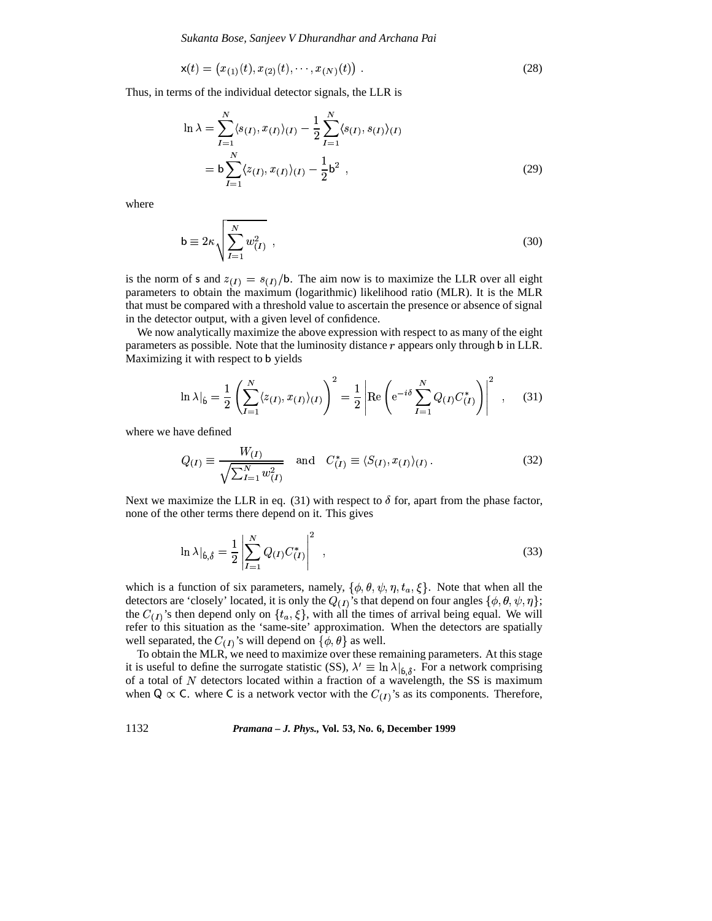$$
\mathsf{x}(t) = \left(x_{(1)}(t), x_{(2)}(t), \cdots, x_{(N)}(t)\right) . \tag{28}
$$

Thus, in terms of the individual detector signals, the LLR is

$$
\begin{aligned}
\ln \lambda &= \sum_{I=1}^{N} \langle s_{(I)}, x_{(I)} \rangle_{(I)} - \frac{1}{2} \sum_{I=1}^{N} \langle s_{(I)}, s_{(I)} \rangle_{(I)} \\
&= \mathsf{b} \sum_{I=1}^{N} \langle z_{(I)}, x_{(I)} \rangle_{(I)} - \frac{1}{2} \mathsf{b}^2 \ ,
\end{aligned} \tag{29}
$$

where

$$
\mathsf{b} \equiv 2\kappa \sqrt{\sum_{I=1}^{N} w_{(I)}^2} \ , \tag{30}
$$

is the norm of $\mathsf{s}$ and $z_{(I)} = s_{(I)}/\mathsf{b}$. The aim now is to maximize the LLR over all eight parameters to obtain the maximum (logarithmic) likelihood ratio (MLR). It is the MLR that must be compared with a threshold value to ascertain the presence or absence of signal in the detector output, with a given level of confidence.

We now analytically maximize the above expression with respect to as many of the eight parameters as possible. Note that the luminosity distance $r$ appears only through $\mathsf{b}$ in LLR. Maximizing it with respect to $\mathsf{b}$ yields

$$
\ln \lambda|_{\hat{\mathsf{b}}} = \frac{1}{2} \left( \sum_{I=1}^{N} \langle z_{(I)}, x_{(I)} \rangle_{(I)} \right)^2 = \frac{1}{2} \left| \mathrm{Re} \left( \mathrm{e}^{-i\delta} \sum_{I=1}^{N} Q_{(I)} C_{(I)}^* \right) \right|^2 \ , \tag{31}
$$

where we have defined

$$
Q_{(I)} \equiv \frac{W_{(I)}}{\sqrt{\sum_{I=1}^{N} w_{(I)}^2}} \quad \text{and} \quad C_{(I)}^* \equiv \langle S_{(I)}, x_{(I)} \rangle_{(I)} \, . \tag{32}
$$

Next we maximize the LLR in eq. (31) with respect to $\delta$ for, apart from the phase factor, none of the other terms there depend on it. This gives

$$
\ln \lambda|_{\hat{\mathsf{b}},\hat{\delta}} = \frac{1}{2} \left| \sum_{I=1}^{N} Q_{(I)} C_{(I)}^* \right|^2 \ , \tag{33}
$$

which is a function of six parameters, namely, $\{\phi, \theta, \psi, \eta, t_a, \xi\}$. Note that when all the detectors are 'closely' located, it is only the $Q_{(I)}$'s that depend on four angles $\{\phi, \theta, \psi, \eta\}$; the $C_{(I)}$'s then depend only on $\{t_a, \xi\}$, with all the times of arrival being equal. We will refer to this situation as the 'same-site' approximation. When the detectors are spatially well separated, the $C_{(I)}$'s will depend on $\{\phi, \theta\}$ as well.

To obtain the MLR, we need to maximize over these remaining parameters. At this stage it is useful to define the surrogate statistic (SS), $\lambda' \equiv \ln \lambda|_{\hat{\mathsf{b}},\hat{\delta}}$. For a network comprising of a total of $N$ detectors located within a fraction of a wavelength, the SS is maximum when $\mathsf{Q} \propto \mathsf{C}$. where $\mathsf{C}$ is a network vector with the $C_{(I)}$'s as its components. Therefore,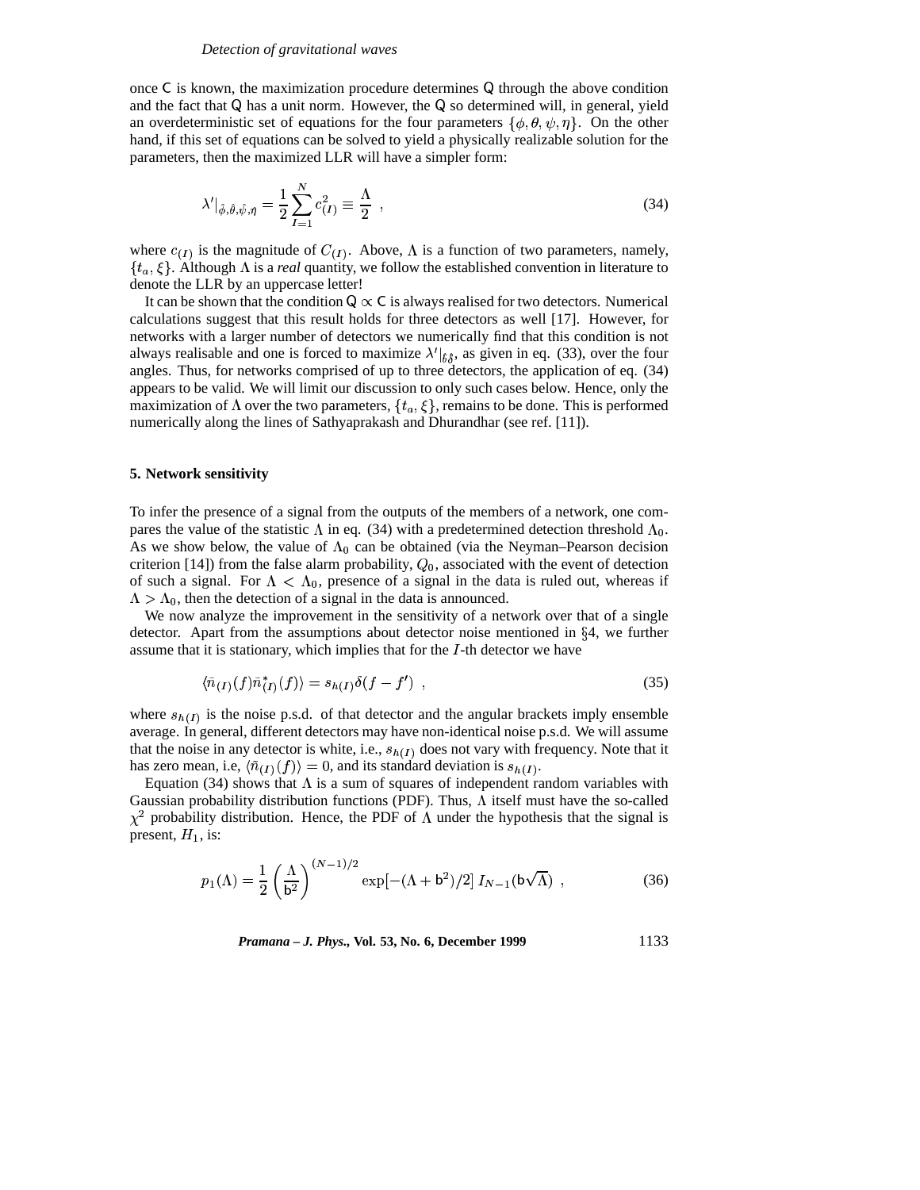once $\mathsf{C}$ is known, the maximization procedure determines $\mathsf{Q}$ through the above condition and the fact that $\mathsf{Q}$ has a unit norm. However, the $\mathsf{Q}$ so determined will, in general, yield an overdeterministic set of equations for the four parameters $\{\phi, \theta, \psi, \eta\}$. On the other hand, if this set of equations can be solved to yield a physically realizable solution for the parameters, then the maximized LLR will have a simpler form:

$$\lambda'|_{\hat{\phi},\hat{\theta},\hat{\psi},\hat{\eta}} = \frac{1}{2}\sum_{I=1}^{N} c_{(I)}^2 \equiv \frac{\Lambda}{2} \ , \tag{34}$$

where $c_{(I)}$ is the magnitude of $C_{(I)}$. Above, $\Lambda$ is a function of two parameters, namely, $\{t_a, \xi\}$. Although $\Lambda$ is a *real* quantity, we follow the established convention in literature to denote the LLR by an uppercase letter!

It can be shown that the condition $\mathsf{Q} \propto \mathsf{C}$ is always realised for two detectors. Numerical calculations suggest that this result holds for three detectors as well [17]. However, for networks with a larger number of detectors we numerically find that this condition is not always realisable and one is forced to maximize $\lambda'|_{\hat{\epsilon}\hat{\delta}}$, as given in eq. (33), over the four angles. Thus, for networks comprised of up to three detectors, the application of eq. (34) appears to be valid. We will limit our discussion to only such cases below. Hence, only the maximization of $\Lambda$ over the two parameters, $\{t_a, \xi\}$, remains to be done. This is performed numerically along the lines of Sathyaprakash and Dhurandhar (see ref. [11]).

## 5. Network sensitivity

To infer the presence of a signal from the outputs of the members of a network, one compares the value of the statistic $\Lambda$ in eq. (34) with a predetermined detection threshold $\Lambda_0$. As we show below, the value of $\Lambda_0$ can be obtained (via the Neyman–Pearson decision criterion [14]) from the false alarm probability, $Q_0$, associated with the event of detection of such a signal. For $\Lambda < \Lambda_0$, presence of a signal in the data is ruled out, whereas if $\Lambda > \Lambda_0$, then the detection of a signal in the data is announced.

We now analyze the improvement in the sensitivity of a network over that of a single detector. Apart from the assumptions about detector noise mentioned in §4, we further assume that it is stationary, which implies that for the $I$-th detector we have

$$\langle \tilde{n}_{(I)}(f)\tilde{n}_{(I)}^{*}(f)\rangle = s_{h(I)}\delta(f-f') \ , \tag{35}$$

where $s_{h(I)}$ is the noise p.s.d. of that detector and the angular brackets imply ensemble average. In general, different detectors may have non-identical noise p.s.d. We will assume that the noise in any detector is white, i.e., $s_{h(I)}$ does not vary with frequency. Note that it has zero mean, i.e, $\langle \tilde{n}_{(I)}(f)\rangle = 0$, and its standard deviation is $s_{h(I)}$.

Equation (34) shows that $\Lambda$ is a sum of squares of independent random variables with Gaussian probability distribution functions (PDF). Thus, $\Lambda$ itself must have the so-called $\chi^2$ probability distribution. Hence, the PDF of $\Lambda$ under the hypothesis that the signal is present, $H_1$, is:

$$p_1(\Lambda) = \frac{1}{2}\left(\frac{\Lambda}{\mathsf{b}^2}\right)^{(N-1)/2} \exp[-(\Lambda + \mathsf{b}^2)/2]\, I_{N-1}(\mathsf{b}\sqrt{\Lambda}) \ , \tag{36}$$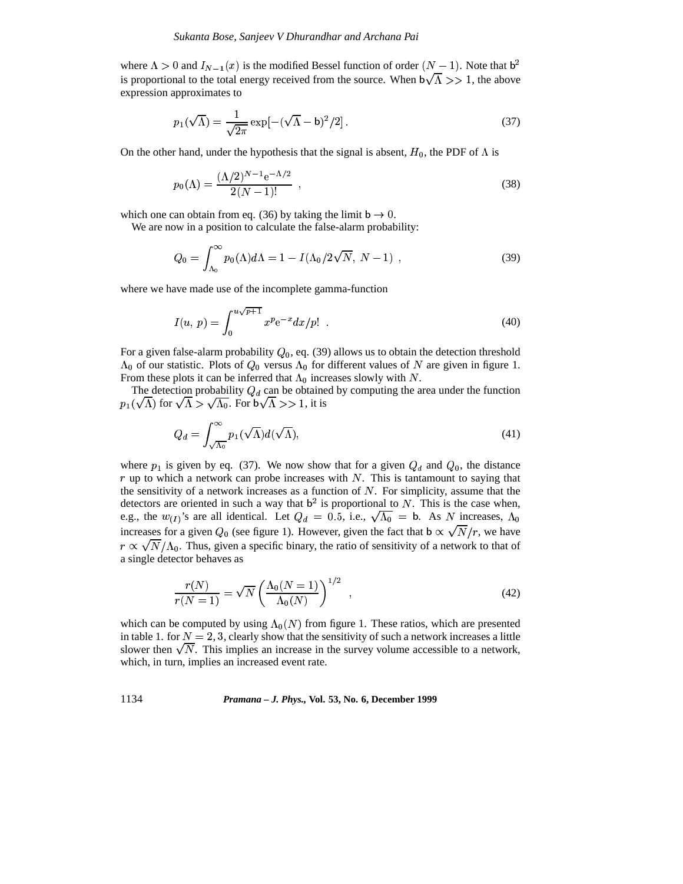where $\Lambda > 0$ and $I_{N-1}(x)$ is the modified Bessel function of order $(N-1)$. Note that $\mathsf{b}^2$ is proportional to the total energy received from the source. When $\mathsf{b}\sqrt{\Lambda} >> 1$, the above expression approximates to

$$p_1(\sqrt{\Lambda}) = \frac{1}{\sqrt{2\pi}} \exp[-(\sqrt{\Lambda} - \mathsf{b})^2/2] \,. \tag{37}$$

On the other hand, under the hypothesis that the signal is absent, $H_0$, the PDF of $\Lambda$ is

$$p_0(\Lambda) = \frac{(\Lambda/2)^{N-1} \mathrm{e}^{-\Lambda/2}}{2(N-1)!} \ , \tag{38}$$

which one can obtain from eq. (36) by taking the limit $\mathsf{b} \to 0$.

We are now in a position to calculate the false-alarm probability:

$$Q_0 = \int_{\Lambda_0}^{\infty} p_0(\Lambda) d\Lambda = 1 - I(\Lambda_0/2\sqrt{N},\ N-1) \ , \tag{39}$$

where we have made use of the incomplete gamma-function

$$I(u,\ p) = \int_0^{u\sqrt{p+1}} x^p \mathrm{e}^{-x} dx/p! \ \ . \tag{40}$$

For a given false-alarm probability $Q_0$, eq. (39) allows us to obtain the detection threshold $\Lambda_0$ of our statistic. Plots of $Q_0$ versus $\Lambda_0$ for different values of $N$ are given in figure 1. From these plots it can be inferred that $\Lambda_0$ increases slowly with $N$.

The detection probability $Q_d$ can be obtained by computing the area under the function $p_1(\sqrt{\Lambda})$ for $\sqrt{\Lambda} > \sqrt{\Lambda_0}$. For $\mathsf{b}\sqrt{\Lambda} >> 1$, it is

$$Q_d = \int_{\sqrt{\Lambda_0}}^{\infty} p_1(\sqrt{\Lambda}) d(\sqrt{\Lambda}), \tag{41}$$

where $p_1$ is given by eq. (37). We now show that for a given $Q_d$ and $Q_0$, the distance $r$ up to which a network can probe increases with $N$. This is tantamount to saying that the sensitivity of a network increases as a function of $N$. For simplicity, assume that the detectors are oriented in such a way that $\mathsf{b}^2$ is proportional to $N$. This is the case when, e.g., the $w_{(I)}$'s are all identical. Let $Q_d = 0.5$, i.e., $\sqrt{\Lambda_0} = \mathsf{b}$. As $N$ increases, $\Lambda_0$ increases for a given $Q_0$ (see figure 1). However, given the fact that $\mathsf{b} \propto \sqrt{N}/r$, we have $r \propto \sqrt{N}/\Lambda_0$. Thus, given a specific binary, the ratio of sensitivity of a network to that of a single detector behaves as

$$\frac{r(N)}{r(N=1)} = \sqrt{N} \left( \frac{\Lambda_0(N=1)}{\Lambda_0(N)} \right)^{1/2} \ \ , \tag{42}$$

which can be computed by using $\Lambda_0(N)$ from figure 1. These ratios, which are presented in table 1. for $N = 2, 3$, clearly show that the sensitivity of such a network increases a little slower then $\sqrt{N}$. This implies an increase in the survey volume accessible to a network, which, in turn, implies an increased event rate.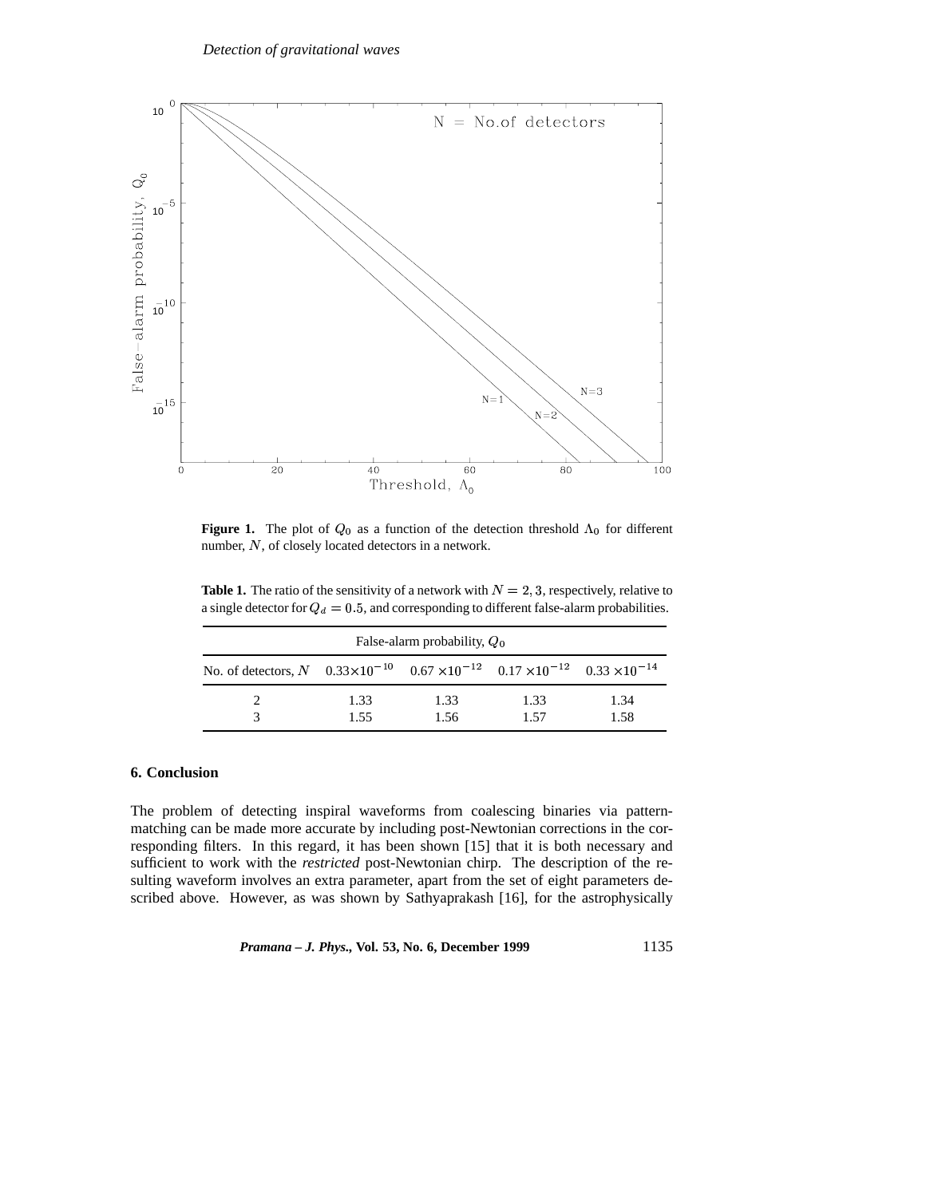**Figure 1.** The plot of $Q_0$ as a function of the detection threshold $\Lambda_0$ for different number, $N$, of closely located detectors in a network.

**Table 1.** The ratio of the sensitivity of a network with $N = 2, 3$, respectively, relative to a single detector for $Q_d = 0.5$, and corresponding to different false-alarm probabilities.

| | False-alarm probability, $Q_0$ | | | |
|---|---|---|---|---|
| No. of detectors, $N$ | $0.33\times10^{-10}$ | $0.67\times10^{-12}$ | $0.17\times10^{-12}$ | $0.33\times10^{-14}$ |
| 2 | 1.33 | 1.33 | 1.33 | 1.34 |
| 3 | 1.55 | 1.56 | 1.57 | 1.58 |

## 6. Conclusion

The problem of detecting inspiral waveforms from coalescing binaries via pattern-matching can be made more accurate by including post-Newtonian corrections in the corresponding filters. In this regard, it has been shown [15] that it is both necessary and sufficient to work with the *restricted* post-Newtonian chirp. The description of the resulting waveform involves an extra parameter, apart from the set of eight parameters described above. However, as was shown by Sathyaprakash [16], for the astrophysically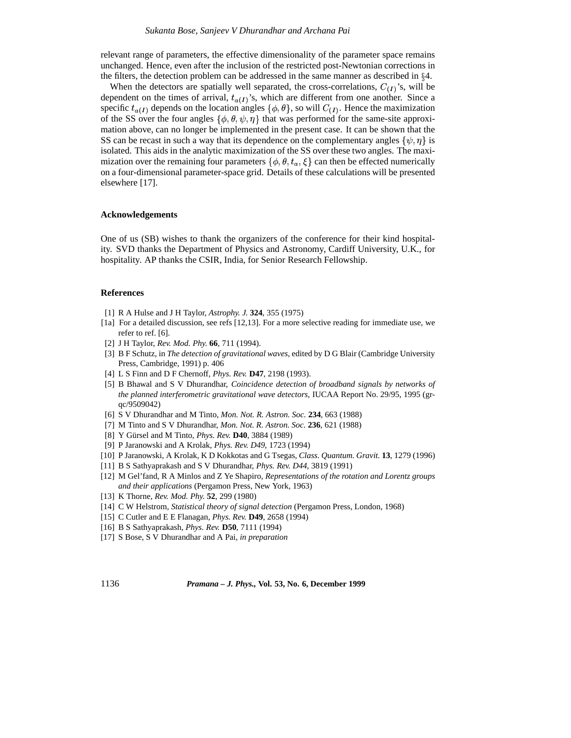relevant range of parameters, the effective dimensionality of the parameter space remains unchanged. Hence, even after the inclusion of the restricted post-Newtonian corrections in the filters, the detection problem can be addressed in the same manner as described in §4.

When the detectors are spatially well separated, the cross-correlations, $C_{(I)}$'s, will be dependent on the times of arrival, $t_{a(I)}$'s, which are different from one another. Since a specific $t_{a(I)}$ depends on the location angles $\{\phi, \theta\}$, so will $C_{(I)}$. Hence the maximization of the SS over the four angles $\{\phi, \theta, \psi, \eta\}$ that was performed for the same-site approximation above, can no longer be implemented in the present case. It can be shown that the SS can be recast in such a way that its dependence on the complementary angles $\{\psi, \eta\}$ is isolated. This aids in the analytic maximization of the SS over these two angles. The maximization over the remaining four parameters $\{\phi, \theta, t_a, \xi\}$ can then be effected numerically on a four-dimensional parameter-space grid. Details of these calculations will be presented elsewhere [17].

### Acknowledgements

One of us (SB) wishes to thank the organizers of the conference for their kind hospitality. SVD thanks the Department of Physics and Astronomy, Cardiff University, U.K., for hospitality. AP thanks the CSIR, India, for Senior Research Fellowship.

### References

[1] R A Hulse and J H Taylor, *Astrophy. J.* **324**, 355 (1975)

[1a] For a detailed discussion, see refs [12,13]. For a more selective reading for immediate use, we refer to ref. [6].

[2] J H Taylor, *Rev. Mod. Phy.* **66**, 711 (1994).

[3] B F Schutz, in *The detection of gravitational waves*, edited by D G Blair (Cambridge University Press, Cambridge, 1991) p. 406

[4] L S Finn and D F Chernoff, *Phys. Rev.* **D47**, 2198 (1993).

[5] B Bhawal and S V Dhurandhar, *Coincidence detection of broadband signals by networks of the planned interferometric gravitational wave detectors*, IUCAA Report No. 29/95, 1995 (gr-qc/9509042)

[6] S V Dhurandhar and M Tinto, *Mon. Not. R. Astron. Soc.* **234**, 663 (1988)

[7] M Tinto and S V Dhurandhar, *Mon. Not. R. Astron. Soc.* **236**, 621 (1988)

[8] Y Gürsel and M Tinto, *Phys. Rev.* **D40**, 3884 (1989)

[9] P Jaranowski and A Krolak, *Phys. Rev. D49*, 1723 (1994)

[10] P Jaranowski, A Krolak, K D Kokkotas and G Tsegas, *Class. Quantum. Gravit.* **13**, 1279 (1996)

[11] B S Sathyaprakash and S V Dhurandhar, *Phys. Rev. D44*, 3819 (1991)

[12] M Gel'fand, R A Minlos and Z Ye Shapiro, *Representations of the rotation and Lorentz groups and their applications* (Pergamon Press, New York, 1963)

[13] K Thorne, *Rev. Mod. Phy.* **52**, 299 (1980)

[14] C W Helstrom, *Statistical theory of signal detection* (Pergamon Press, London, 1968)

[15] C Cutler and E E Flanagan, *Phys. Rev.* **D49**, 2658 (1994)

[16] B S Sathyaprakash, *Phys. Rev.* **D50**, 7111 (1994)

[17] S Bose, S V Dhurandhar and A Pai, *in preparation*